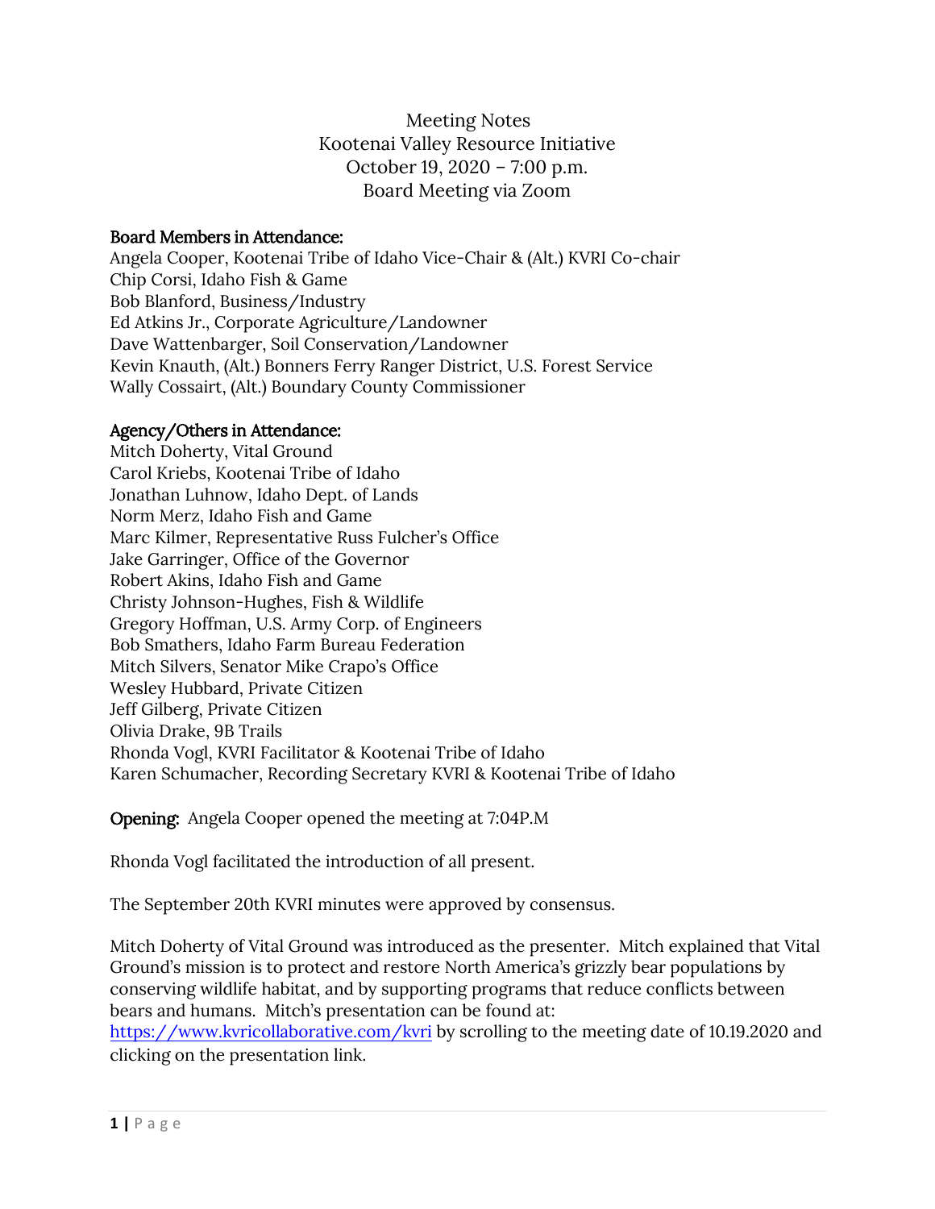Meeting Notes
Kootenai Valley Resource Initiative
October 19, 2020 – 7:00 p.m.
Board Meeting via Zoom

**Board Members in Attendance:**
Angela Cooper, Kootenai Tribe of Idaho Vice-Chair & (Alt.) KVRI Co-chair
Chip Corsi, Idaho Fish & Game
Bob Blanford, Business/Industry
Ed Atkins Jr., Corporate Agriculture/Landowner
Dave Wattenbarger, Soil Conservation/Landowner
Kevin Knauth, (Alt.) Bonners Ferry Ranger District, U.S. Forest Service
Wally Cossairt, (Alt.) Boundary County Commissioner

**Agency/Others in Attendance:**
Mitch Doherty, Vital Ground
Carol Kriebs, Kootenai Tribe of Idaho
Jonathan Luhnow, Idaho Dept. of Lands
Norm Merz, Idaho Fish and Game
Marc Kilmer, Representative Russ Fulcher's Office
Jake Garringer, Office of the Governor
Robert Akins, Idaho Fish and Game
Christy Johnson-Hughes, Fish & Wildlife
Gregory Hoffman, U.S. Army Corp. of Engineers
Bob Smathers, Idaho Farm Bureau Federation
Mitch Silvers, Senator Mike Crapo's Office
Wesley Hubbard, Private Citizen
Jeff Gilberg, Private Citizen
Olivia Drake, 9B Trails
Rhonda Vogl, KVRI Facilitator & Kootenai Tribe of Idaho
Karen Schumacher, Recording Secretary KVRI & Kootenai Tribe of Idaho

**Opening:** Angela Cooper opened the meeting at 7:04P.M

Rhonda Vogl facilitated the introduction of all present.

The September 20th KVRI minutes were approved by consensus.

Mitch Doherty of Vital Ground was introduced as the presenter. Mitch explained that Vital Ground's mission is to protect and restore North America's grizzly bear populations by conserving wildlife habitat, and by supporting programs that reduce conflicts between bears and humans. Mitch's presentation can be found at: https://www.kvricollaborative.com/kvri by scrolling to the meeting date of 10.19.2020 and clicking on the presentation link.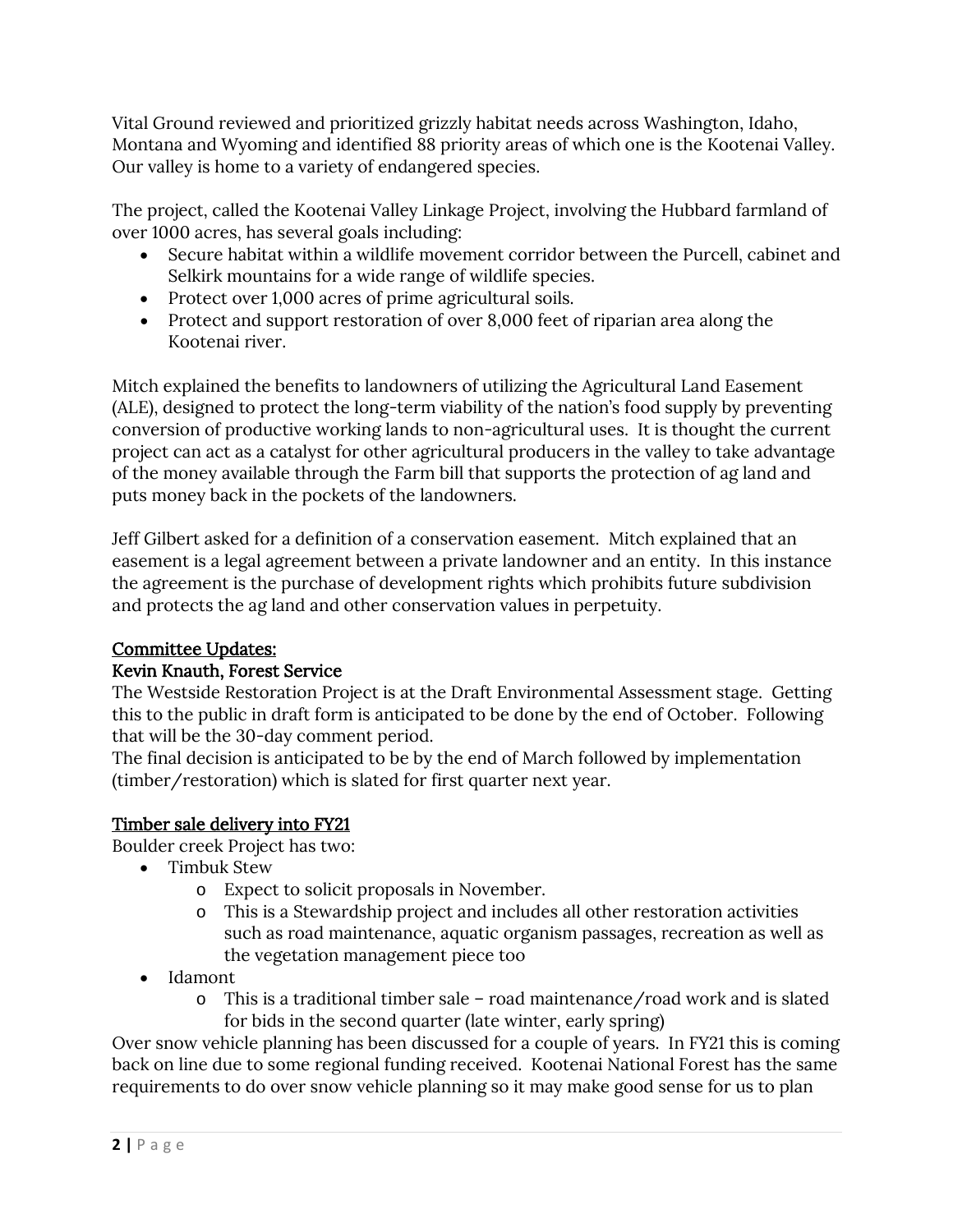Vital Ground reviewed and prioritized grizzly habitat needs across Washington, Idaho, Montana and Wyoming and identified 88 priority areas of which one is the Kootenai Valley. Our valley is home to a variety of endangered species.

The project, called the Kootenai Valley Linkage Project, involving the Hubbard farmland of over 1000 acres, has several goals including:

- Secure habitat within a wildlife movement corridor between the Purcell, cabinet and Selkirk mountains for a wide range of wildlife species.
- Protect over 1,000 acres of prime agricultural soils.
- Protect and support restoration of over 8,000 feet of riparian area along the Kootenai river.

Mitch explained the benefits to landowners of utilizing the Agricultural Land Easement (ALE), designed to protect the long-term viability of the nation's food supply by preventing conversion of productive working lands to non-agricultural uses. It is thought the current project can act as a catalyst for other agricultural producers in the valley to take advantage of the money available through the Farm bill that supports the protection of ag land and puts money back in the pockets of the landowners.

Jeff Gilbert asked for a definition of a conservation easement. Mitch explained that an easement is a legal agreement between a private landowner and an entity. In this instance the agreement is the purchase of development rights which prohibits future subdivision and protects the ag land and other conservation values in perpetuity.

<u>Committee Updates:</u>

**Kevin Knauth, Forest Service**

The Westside Restoration Project is at the Draft Environmental Assessment stage. Getting this to the public in draft form is anticipated to be done by the end of October. Following that will be the 30-day comment period.

The final decision is anticipated to be by the end of March followed by implementation (timber/restoration) which is slated for first quarter next year.

<u>Timber sale delivery into FY21</u>

Boulder creek Project has two:

- Timbuk Stew
    - Expect to solicit proposals in November.
    - This is a Stewardship project and includes all other restoration activities such as road maintenance, aquatic organism passages, recreation as well as the vegetation management piece too
- Idamont
    - This is a traditional timber sale – road maintenance/road work and is slated for bids in the second quarter (late winter, early spring)

Over snow vehicle planning has been discussed for a couple of years. In FY21 this is coming back on line due to some regional funding received. Kootenai National Forest has the same requirements to do over snow vehicle planning so it may make good sense for us to plan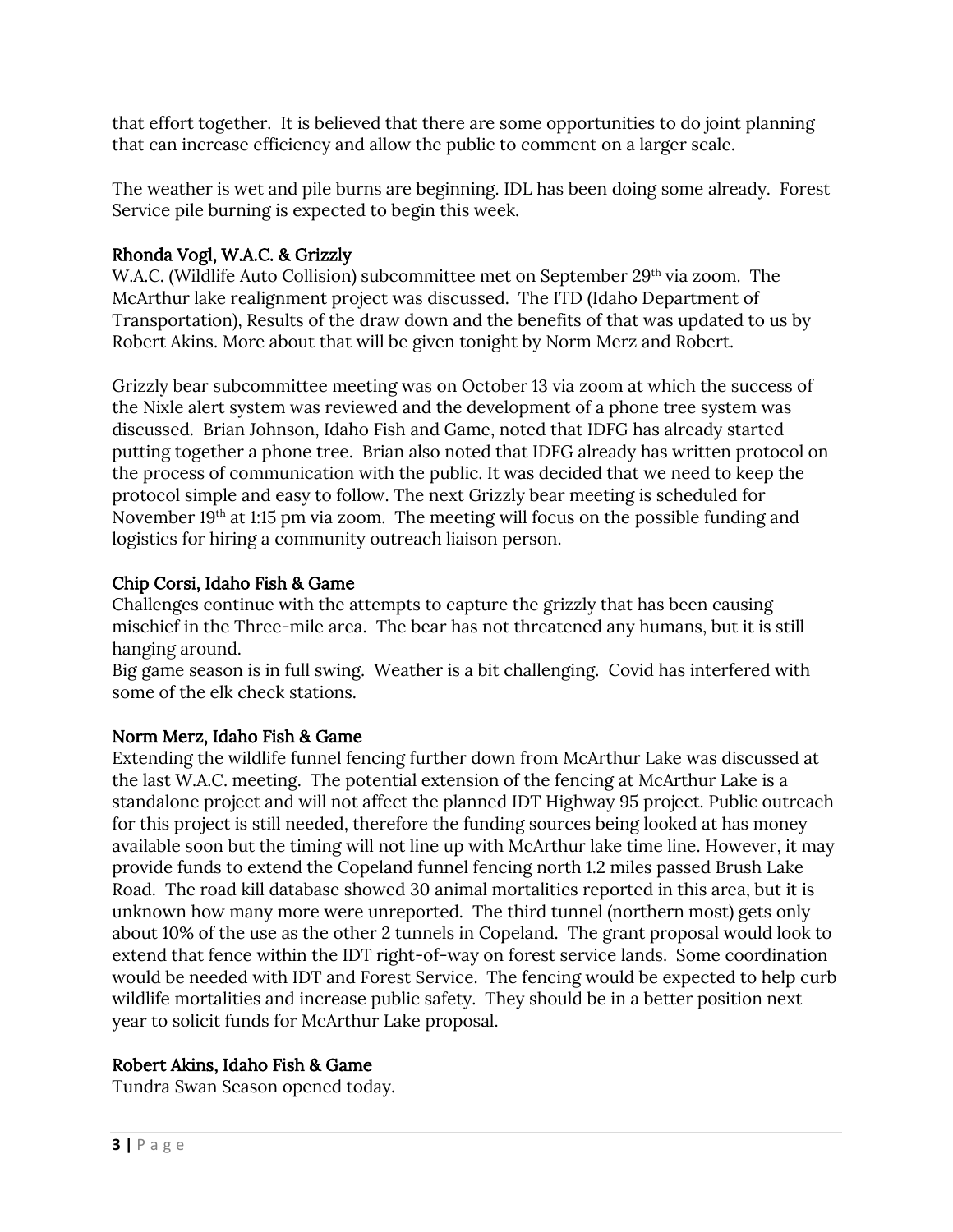that effort together. It is believed that there are some opportunities to do joint planning that can increase efficiency and allow the public to comment on a larger scale.

The weather is wet and pile burns are beginning. IDL has been doing some already. Forest Service pile burning is expected to begin this week.

### Rhonda Vogl, W.A.C. & Grizzly

W.A.C. (Wildlife Auto Collision) subcommittee met on September 29th via zoom. The McArthur lake realignment project was discussed. The ITD (Idaho Department of Transportation), Results of the draw down and the benefits of that was updated to us by Robert Akins. More about that will be given tonight by Norm Merz and Robert.

Grizzly bear subcommittee meeting was on October 13 via zoom at which the success of the Nixle alert system was reviewed and the development of a phone tree system was discussed. Brian Johnson, Idaho Fish and Game, noted that IDFG has already started putting together a phone tree. Brian also noted that IDFG already has written protocol on the process of communication with the public. It was decided that we need to keep the protocol simple and easy to follow. The next Grizzly bear meeting is scheduled for November 19th at 1:15 pm via zoom. The meeting will focus on the possible funding and logistics for hiring a community outreach liaison person.

### Chip Corsi, Idaho Fish & Game

Challenges continue with the attempts to capture the grizzly that has been causing mischief in the Three-mile area. The bear has not threatened any humans, but it is still hanging around.
Big game season is in full swing. Weather is a bit challenging. Covid has interfered with some of the elk check stations.

### Norm Merz, Idaho Fish & Game

Extending the wildlife funnel fencing further down from McArthur Lake was discussed at the last W.A.C. meeting. The potential extension of the fencing at McArthur Lake is a standalone project and will not affect the planned IDT Highway 95 project. Public outreach for this project is still needed, therefore the funding sources being looked at has money available soon but the timing will not line up with McArthur lake time line. However, it may provide funds to extend the Copeland funnel fencing north 1.2 miles passed Brush Lake Road. The road kill database showed 30 animal mortalities reported in this area, but it is unknown how many more were unreported. The third tunnel (northern most) gets only about 10% of the use as the other 2 tunnels in Copeland. The grant proposal would look to extend that fence within the IDT right-of-way on forest service lands. Some coordination would be needed with IDT and Forest Service. The fencing would be expected to help curb wildlife mortalities and increase public safety. They should be in a better position next year to solicit funds for McArthur Lake proposal.

### Robert Akins, Idaho Fish & Game

Tundra Swan Season opened today.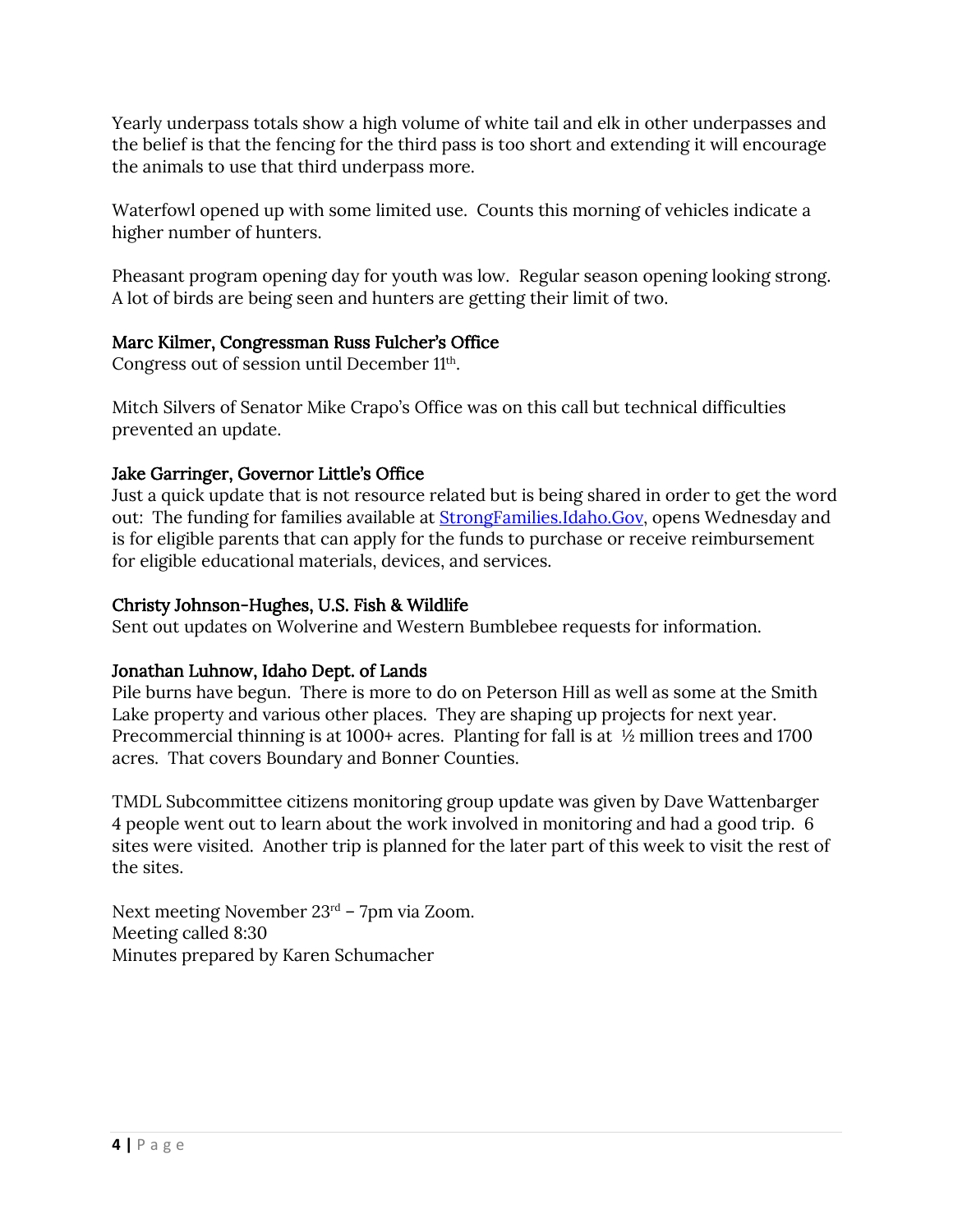Yearly underpass totals show a high volume of white tail and elk in other underpasses and the belief is that the fencing for the third pass is too short and extending it will encourage the animals to use that third underpass more.

Waterfowl opened up with some limited use. Counts this morning of vehicles indicate a higher number of hunters.

Pheasant program opening day for youth was low. Regular season opening looking strong. A lot of birds are being seen and hunters are getting their limit of two.

**Marc Kilmer, Congressman Russ Fulcher's Office**
Congress out of session until December 11th.

Mitch Silvers of Senator Mike Crapo's Office was on this call but technical difficulties prevented an update.

**Jake Garringer, Governor Little's Office**
Just a quick update that is not resource related but is being shared in order to get the word out: The funding for families available at [StrongFamilies.Idaho.Gov](StrongFamilies.Idaho.Gov), opens Wednesday and is for eligible parents that can apply for the funds to purchase or receive reimbursement for eligible educational materials, devices, and services.

**Christy Johnson-Hughes, U.S. Fish & Wildlife**
Sent out updates on Wolverine and Western Bumblebee requests for information.

**Jonathan Luhnow, Idaho Dept. of Lands**
Pile burns have begun. There is more to do on Peterson Hill as well as some at the Smith Lake property and various other places. They are shaping up projects for next year. Precommercial thinning is at 1000+ acres. Planting for fall is at ½ million trees and 1700 acres. That covers Boundary and Bonner Counties.

TMDL Subcommittee citizens monitoring group update was given by Dave Wattenbarger 4 people went out to learn about the work involved in monitoring and had a good trip. 6 sites were visited. Another trip is planned for the later part of this week to visit the rest of the sites.

Next meeting November 23rd – 7pm via Zoom.
Meeting called 8:30
Minutes prepared by Karen Schumacher